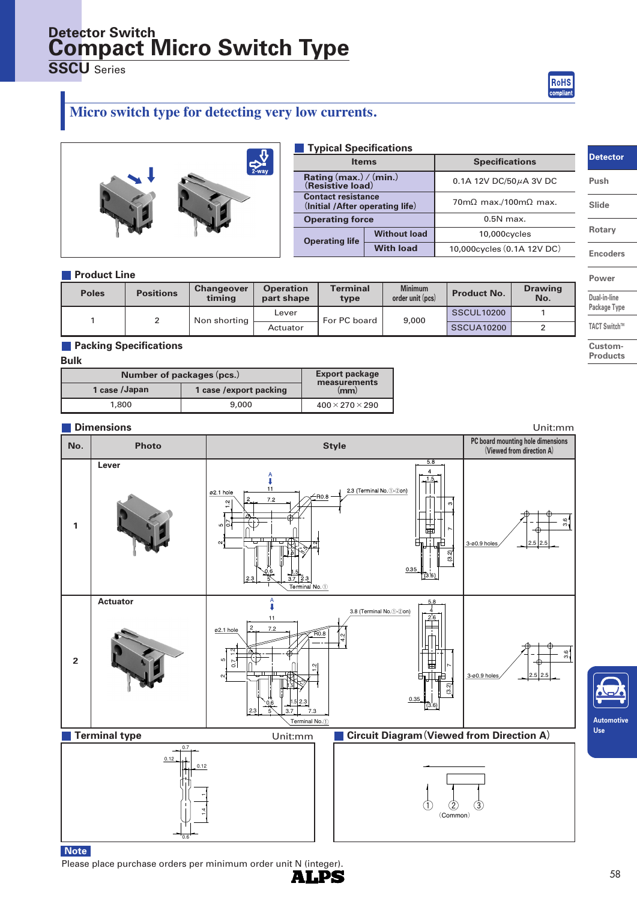Detector Switch

# Compact Micro Switch Type

**SSCU** Series

## Micro switch type for detecting very low currents.

### Typical Specifications

| Items | | Specifications |
|---|---|---|
| Rating (max.) / (min.) (Resistive load) | | 0.1A 12V DC/50μA 3V DC |
| Contact resistance (Initial /After operating life) | | 70mΩ max./100mΩ max. |
| Operating force | | 0.5N max. |
| Operating life | Without load | 10,000cycles |
| | With load | 10,000cycles (0.1A 12V DC) |

### Product Line

| Poles | Positions | Changeover timing | Operation part shape | Terminal type | Minimum order unit (pcs) | Product No. | Drawing No. |
|---|---|---|---|---|---|---|---|
| 1 | 2 | Non shorting | Lever | For PC board | 9,000 | SSCUL10200 | 1 |
| | | | Actuator | | | SSCUA10200 | 2 |

### Packing Specifications

**Bulk**

| Number of packages (pcs.) | | Export package measurements (mm) |
|---|---|---|
| 1 case /Japan | 1 case /export packing | |
| 1,800 | 9,000 | 400×270×290 |

### Dimensions

Unit:mm

| No. | Photo | Style | PC board mounting hole dimensions (Viewed from direction A) |
|---|---|---|---|
| 1 | Lever | | |
| 2 | Actuator | | |

### Terminal type

Unit:mm

### Circuit Diagram (Viewed from Direction A)

① ② ③ (Common)

**Note**

Please place purchase orders per minimum order unit N (integer).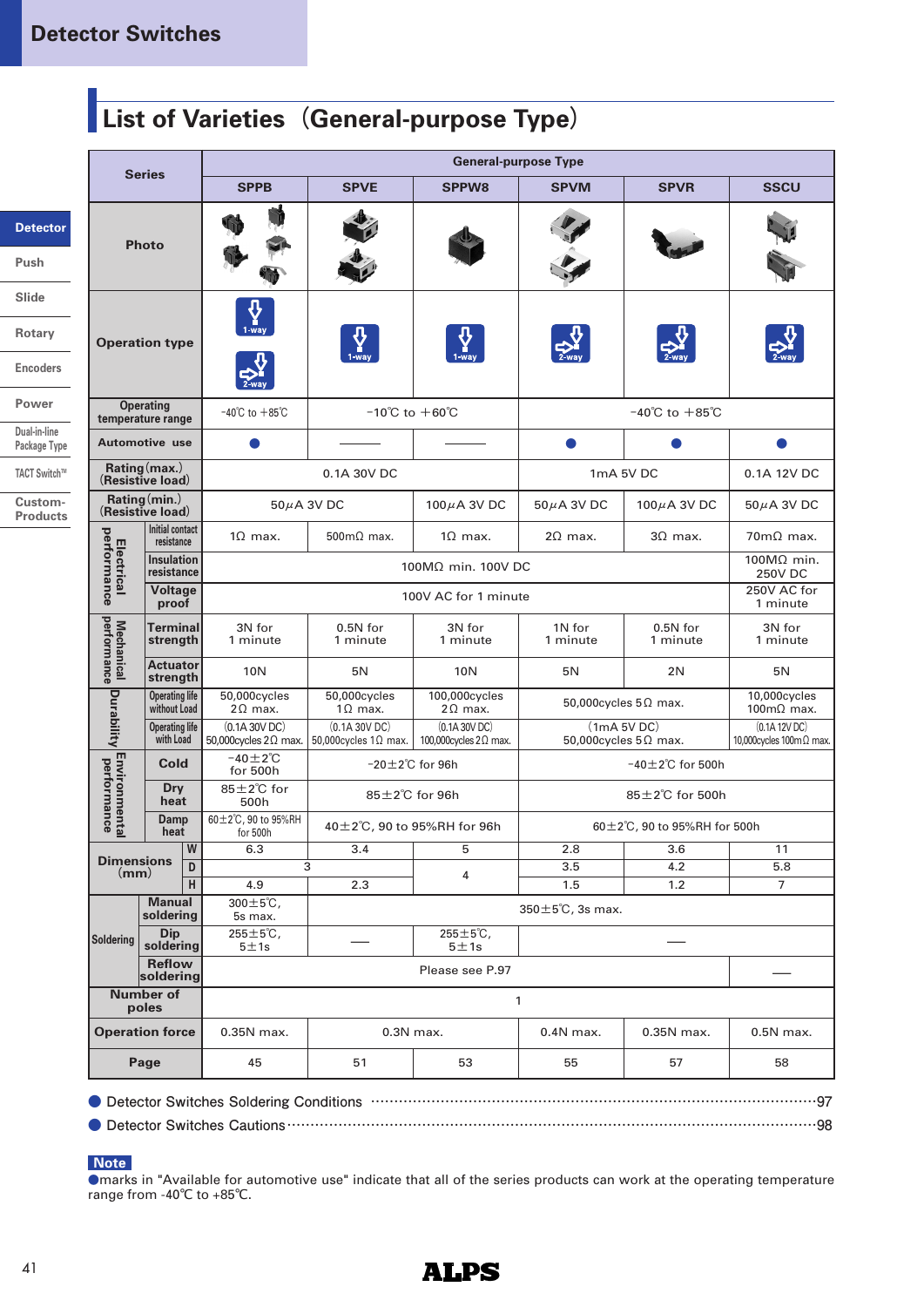# Detector Switches

## List of Varieties（General-purpose Type）

| Series | | | General-purpose Type | | | | | |
|---|---|---|---|---|---|---|---|---|
| | | | SPPB | SPVE | SPPW8 | SPVM | SPVR | SSCU |
| Photo | | | | | | | | |
| Operation type | | | 1-way / 2-way | 1-way | 1-way | 2-way | 2-way | 2-way |
| Operating temperature range | | | −40℃ to +85℃ | −10℃ to +60℃ | | −40℃ to +85℃ | | |
| Automotive use | | | ● | —— | —— | ● | ● | ● |
| Rating (max.) (Resistive load) | | | 0.1A 30V DC | | | 1mA 5V DC | | 0.1A 12V DC |
| Rating (min.) (Resistive load) | | | 50μA 3V DC | | 100μA 3V DC | 50μA 3V DC | 100μA 3V DC | 50μA 3V DC |
| Electrical performance | Initial contact resistance | | 1Ω max. | 500mΩ max. | 1Ω max. | 2Ω max. | 3Ω max. | 70mΩ max. |
| | Insulation resistance | | 100MΩ min. 100V DC | | | | | 100MΩ min. 250V DC |
| | Voltage proof | | 100V AC for 1 minute | | | | | 250V AC for 1 minute |
| Mechanical performance | Terminal strength | | 3N for 1 minute | 0.5N for 1 minute | 3N for 1 minute | 1N for 1 minute | 0.5N for 1 minute | 3N for 1 minute |
| | Actuator strength | | 10N | 5N | 10N | 5N | 2N | 5N |
| Durability | Operating life without Load | | 50,000cycles 2Ω max. | 50,000cycles 1Ω max. | 100,000cycles 2Ω max. | 50,000cycles 5Ω max. | | 10,000cycles 100mΩ max. |
| | Operating life with Load | | (0.1A 30V DC) 50,000cycles 2Ω max. | (0.1A 30V DC) 50,000cycles 1Ω max. | (0.1A 30V DC) 100,000cycles 2Ω max. | (1mA 5V DC) 50,000cycles 5Ω max. | | (0.1A 12V DC) 10,000cycles 100mΩ max. |
| Environmental performance | Cold | | −40±2℃ for 500h | −20±2℃ for 96h | | −40±2℃ for 500h | | |
| | Dry heat | | 85±2℃ for 500h | 85±2℃ for 96h | | 85±2℃ for 500h | | |
| | Damp heat | | 60±2℃, 90 to 95%RH for 500h | 40±2℃, 90 to 95%RH for 96h | | 60±2℃, 90 to 95%RH for 500h | | |
| Dimensions (mm) | | W | 6.3 | 3.4 | 5 | 2.8 | 3.6 | 11 |
| | | D | 3 | | 4 | 3.5 | 4.2 | 5.8 |
| | | H | 4.9 | 2.3 | 4 | 1.5 | 1.2 | 7 |
| Soldering | Manual soldering | | 300±5℃, 5s max. | 350±5℃, 3s max. | | | | |
| | Dip soldering | | 255±5℃, 5±1s | — | 255±5℃, 5±1s | — | | |
| | Reflow soldering | | Please see P.97 | | | | | — |
| Number of poles | | | 1 | | | | | |
| Operation force | | | 0.35N max. | 0.3N max. | | 0.4N max. | 0.35N max. | 0.5N max. |
| Page | | | 45 | 51 | 53 | 55 | 57 | 58 |

- Detector Switches Soldering Conditions ……… 97
- Detector Switches Cautions ……… 98

**Note**

●marks in "Available for automotive use" indicate that all of the series products can work at the operating temperature range from -40℃ to +85℃.